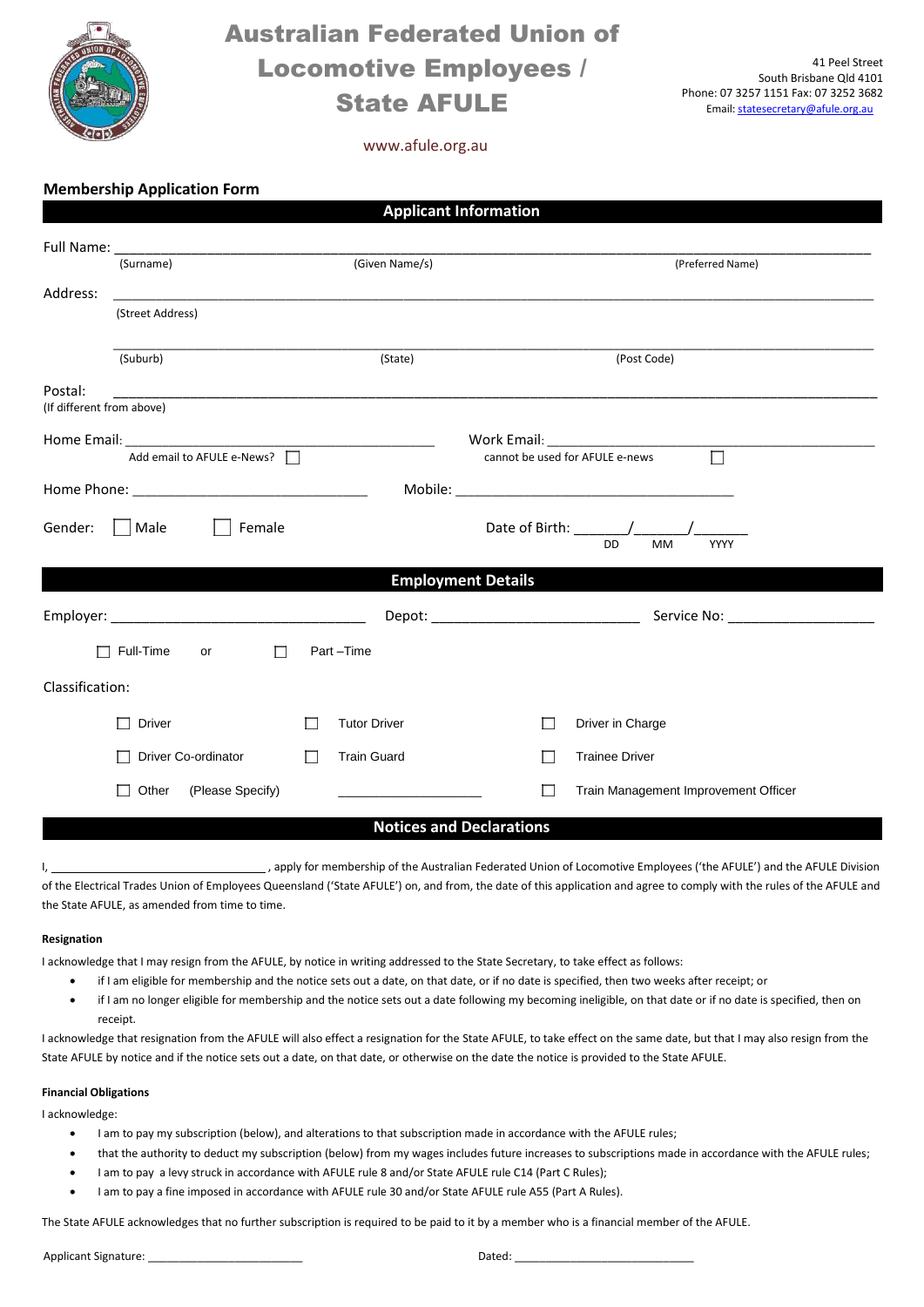# Australian Federated Union of Locomotive Employees / State AFULE

www.afule.org.au

41 Peel Street
South Brisbane Qld 4101
Phone: 07 3257 1151 Fax: 07 3252 3682
Email: statesecretary@afule.org.au

## Membership Application Form

### Applicant Information

Full Name: ______________________________________________________________

(Surname) (Given Name/s) (Preferred Name)

Address: ______________________________________________________________

(Street Address)

______________________________________________________________

(Suburb) (State) (Post Code)

Postal: ______________________________________________________________
(If different from above)

Home Email: ______________________ Work Email: ______________________

Add email to AFULE e-News? ☐ cannot be used for AFULE e-news ☐

Home Phone: ______________________ Mobile: ______________________

Gender: ☐ Male ☐ Female Date of Birth: ______/______/______
DD MM YYYY

### Employment Details

Employer: ______________________ Depot: ______________________ Service No: ______________

☐ Full-Time or ☐ Part –Time

Classification:

☐ Driver ☐ Tutor Driver ☐ Driver in Charge

☐ Driver Co-ordinator ☐ Train Guard ☐ Trainee Driver

☐ Other (Please Specify) ____________________ ☐ Train Management Improvement Officer

### Notices and Declarations

I, ______________________________, apply for membership of the Australian Federated Union of Locomotive Employees ('the AFULE') and the AFULE Division of the Electrical Trades Union of Employees Queensland ('State AFULE') on, and from, the date of this application and agree to comply with the rules of the AFULE and the State AFULE, as amended from time to time.

**Resignation**

I acknowledge that I may resign from the AFULE, by notice in writing addressed to the State Secretary, to take effect as follows:

- if I am eligible for membership and the notice sets out a date, on that date, or if no date is specified, then two weeks after receipt; or
- if I am no longer eligible for membership and the notice sets out a date following my becoming ineligible, on that date or if no date is specified, then on receipt.

I acknowledge that resignation from the AFULE will also effect a resignation for the State AFULE, to take effect on the same date, but that I may also resign from the State AFULE by notice and if the notice sets out a date, on that date, or otherwise on the date the notice is provided to the State AFULE.

**Financial Obligations**

I acknowledge:

- I am to pay my subscription (below), and alterations to that subscription made in accordance with the AFULE rules;
- that the authority to deduct my subscription (below) from my wages includes future increases to subscriptions made in accordance with the AFULE rules;
- I am to pay a levy struck in accordance with AFULE rule 8 and/or State AFULE rule C14 (Part C Rules);
- I am to pay a fine imposed in accordance with AFULE rule 30 and/or State AFULE rule A55 (Part A Rules).

The State AFULE acknowledges that no further subscription is required to be paid to it by a member who is a financial member of the AFULE.

Applicant Signature: ______________________ Dated: ______________________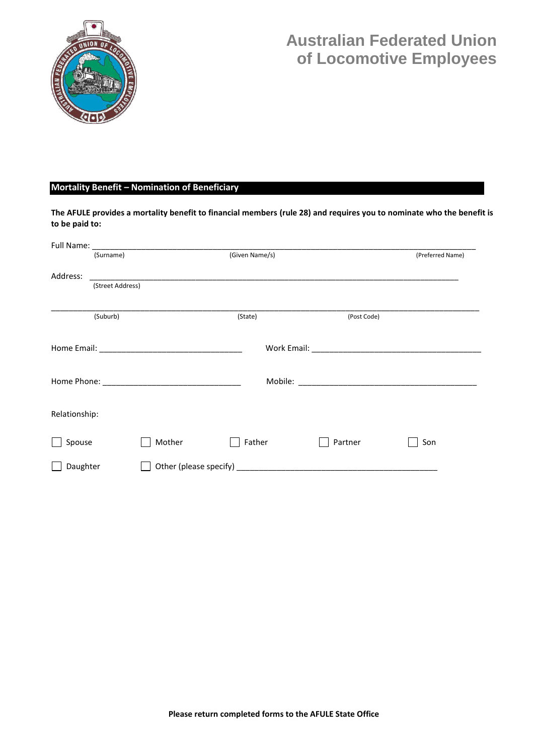# Australian Federated Union of Locomotive Employees

## Mortality Benefit – Nomination of Beneficiary

**The AFULE provides a mortality benefit to financial members (rule 28) and requires you to nominate who the benefit is to be paid to:**

Full Name: ____________________________________________________________________________

(Surname) (Given Name/s) (Preferred Name)

Address: ____________________________________________________________________________

(Street Address)

______________________________________________________________________________________

(Suburb) (State) (Post Code)

Home Email: ______________________________ Work Email: ____________________________________

Home Phone: ______________________________ Mobile: ________________________________________

Relationship:

- [ ] Spouse
- [ ] Mother
- [ ] Father
- [ ] Partner
- [ ] Son
- [ ] Daughter
- [ ] Other (please specify) ____________________________________________

**Please return completed forms to the AFULE State Office**